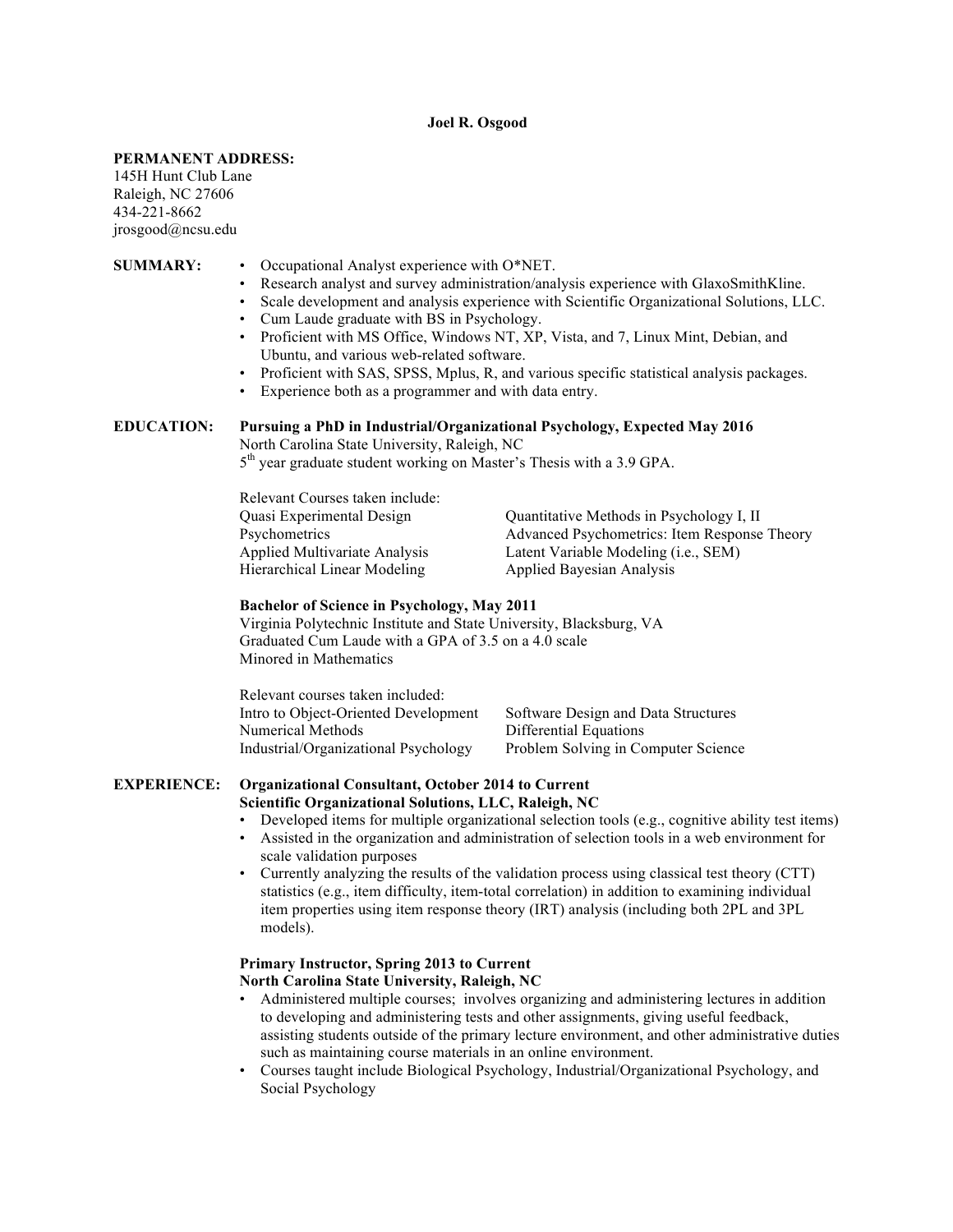# Joel R. Osgood

**PERMANENT ADDRESS:**
145H Hunt Club Lane
Raleigh, NC 27606
434-221-8662
jrosgood@ncsu.edu

## SUMMARY:

- Occupational Analyst experience with O*NET.
- Research analyst and survey administration/analysis experience with GlaxoSmithKline.
- Scale development and analysis experience with Scientific Organizational Solutions, LLC.
- Cum Laude graduate with BS in Psychology.
- Proficient with MS Office, Windows NT, XP, Vista, and 7, Linux Mint, Debian, and Ubuntu, and various web-related software.
- Proficient with SAS, SPSS, Mplus, R, and various specific statistical analysis packages.
- Experience both as a programmer and with data entry.

## EDUCATION:

**Pursuing a PhD in Industrial/Organizational Psychology, Expected May 2016**
North Carolina State University, Raleigh, NC
5th year graduate student working on Master's Thesis with a 3.9 GPA.

Relevant Courses taken include:

| | |
|---|---|
| Quasi Experimental Design | Quantitative Methods in Psychology I, II |
| Psychometrics | Advanced Psychometrics: Item Response Theory |
| Applied Multivariate Analysis | Latent Variable Modeling (i.e., SEM) |
| Hierarchical Linear Modeling | Applied Bayesian Analysis |

**Bachelor of Science in Psychology, May 2011**
Virginia Polytechnic Institute and State University, Blacksburg, VA
Graduated Cum Laude with a GPA of 3.5 on a 4.0 scale
Minored in Mathematics

Relevant courses taken included:

| | |
|---|---|
| Intro to Object-Oriented Development | Software Design and Data Structures |
| Numerical Methods | Differential Equations |
| Industrial/Organizational Psychology | Problem Solving in Computer Science |

## EXPERIENCE:

**Organizational Consultant, October 2014 to Current**
**Scientific Organizational Solutions, LLC, Raleigh, NC**

- Developed items for multiple organizational selection tools (e.g., cognitive ability test items)
- Assisted in the organization and administration of selection tools in a web environment for scale validation purposes
- Currently analyzing the results of the validation process using classical test theory (CTT) statistics (e.g., item difficulty, item-total correlation) in addition to examining individual item properties using item response theory (IRT) analysis (including both 2PL and 3PL models).

**Primary Instructor, Spring 2013 to Current**
**North Carolina State University, Raleigh, NC**

- Administered multiple courses; involves organizing and administering lectures in addition to developing and administering tests and other assignments, giving useful feedback, assisting students outside of the primary lecture environment, and other administrative duties such as maintaining course materials in an online environment.
- Courses taught include Biological Psychology, Industrial/Organizational Psychology, and Social Psychology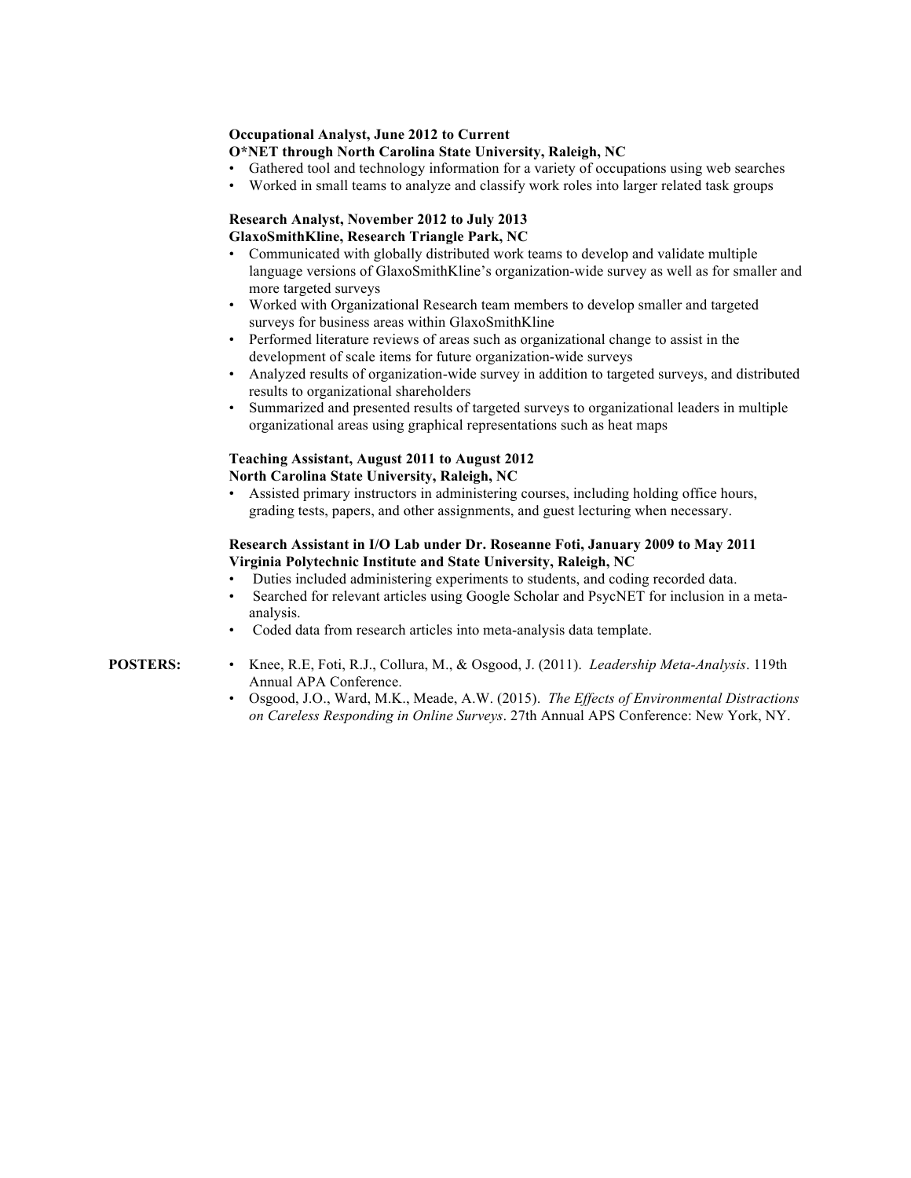**Occupational Analyst, June 2012 to Current**
**O*NET through North Carolina State University, Raleigh, NC**

- Gathered tool and technology information for a variety of occupations using web searches
- Worked in small teams to analyze and classify work roles into larger related task groups

**Research Analyst, November 2012 to July 2013**
**GlaxoSmithKline, Research Triangle Park, NC**

- Communicated with globally distributed work teams to develop and validate multiple language versions of GlaxoSmithKline's organization-wide survey as well as for smaller and more targeted surveys
- Worked with Organizational Research team members to develop smaller and targeted surveys for business areas within GlaxoSmithKline
- Performed literature reviews of areas such as organizational change to assist in the development of scale items for future organization-wide surveys
- Analyzed results of organization-wide survey in addition to targeted surveys, and distributed results to organizational shareholders
- Summarized and presented results of targeted surveys to organizational leaders in multiple organizational areas using graphical representations such as heat maps

**Teaching Assistant, August 2011 to August 2012**
**North Carolina State University, Raleigh, NC**

- Assisted primary instructors in administering courses, including holding office hours, grading tests, papers, and other assignments, and guest lecturing when necessary.

**Research Assistant in I/O Lab under Dr. Roseanne Foti, January 2009 to May 2011**
**Virginia Polytechnic Institute and State University, Raleigh, NC**

- Duties included administering experiments to students, and coding recorded data.
- Searched for relevant articles using Google Scholar and PsycNET for inclusion in a meta-analysis.
- Coded data from research articles into meta-analysis data template.

**POSTERS:**

- Knee, R.E, Foti, R.J., Collura, M., & Osgood, J. (2011). *Leadership Meta-Analysis*. 119th Annual APA Conference.
- Osgood, J.O., Ward, M.K., Meade, A.W. (2015). *The Effects of Environmental Distractions on Careless Responding in Online Surveys*. 27th Annual APS Conference: New York, NY.